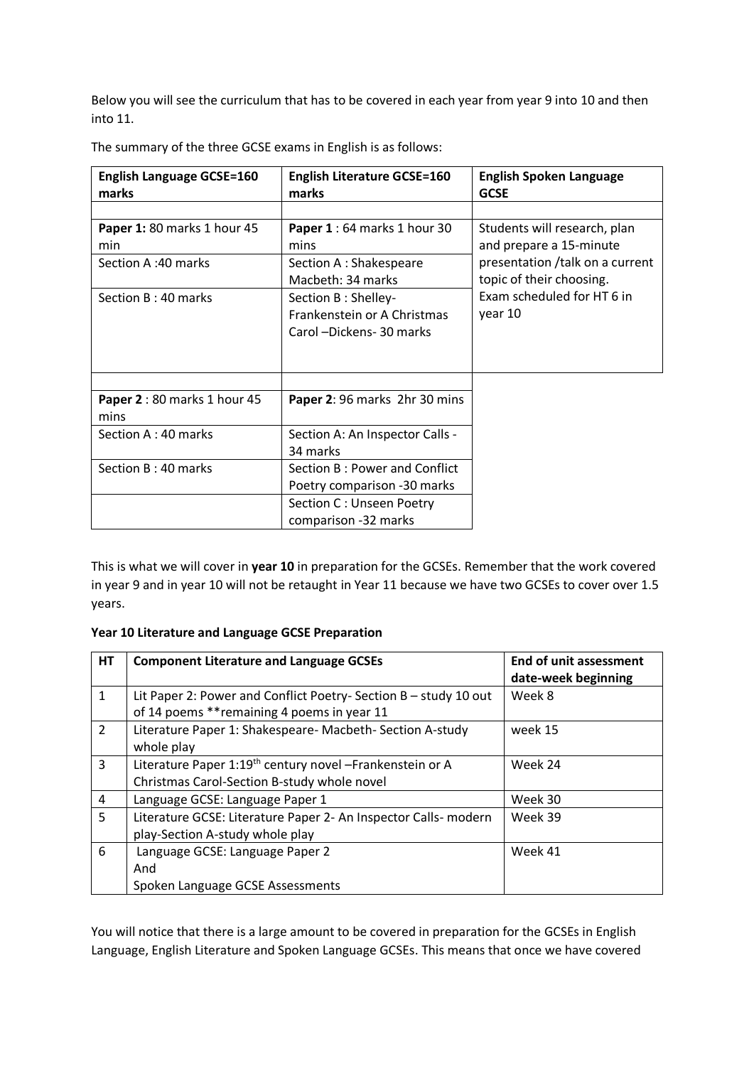Below you will see the curriculum that has to be covered in each year from year 9 into 10 and then into 11.

The summary of the three GCSE exams in English is as follows:

| English Language GCSE=160 marks | English Literature GCSE=160 marks | English Spoken Language GCSE |
|---|---|---|
| | | |
| **Paper 1:** 80 marks 1 hour 45 min | **Paper 1** : 64 marks 1 hour 30 mins | Students will research, plan and prepare a 15-minute presentation /talk on a current topic of their choosing. Exam scheduled for HT 6 in year 10 |
| Section A :40 marks | Section A : Shakespeare Macbeth: 34 marks | |
| Section B : 40 marks | Section B : Shelley-Frankenstein or A Christmas Carol –Dickens- 30 marks | |
| | | |
| **Paper 2** : 80 marks 1 hour 45 mins | **Paper 2**: 96 marks 2hr 30 mins | |
| Section A : 40 marks | Section A: An Inspector Calls - 34 marks | |
| Section B : 40 marks | Section B : Power and Conflict Poetry comparison -30 marks | |
| | Section C : Unseen Poetry comparison -32 marks | |

This is what we will cover in **year 10** in preparation for the GCSEs. Remember that the work covered in year 9 and in year 10 will not be retaught in Year 11 because we have two GCSEs to cover over 1.5 years.

**Year 10 Literature and Language GCSE Preparation**

| HT | Component Literature and Language GCSEs | End of unit assessment date-week beginning |
|---|---|---|
| 1 | Lit Paper 2: Power and Conflict Poetry- Section B – study 10 out of 14 poems **remaining 4 poems in year 11 | Week 8 |
| 2 | Literature Paper 1: Shakespeare- Macbeth- Section A-study whole play | week 15 |
| 3 | Literature Paper 1:19th century novel –Frankenstein or A Christmas Carol-Section B-study whole novel | Week 24 |
| 4 | Language GCSE: Language Paper 1 | Week 30 |
| 5 | Literature GCSE: Literature Paper 2- An Inspector Calls- modern play-Section A-study whole play | Week 39 |
| 6 | Language GCSE: Language Paper 2<br>And<br>Spoken Language GCSE Assessments | Week 41 |

You will notice that there is a large amount to be covered in preparation for the GCSEs in English Language, English Literature and Spoken Language GCSEs. This means that once we have covered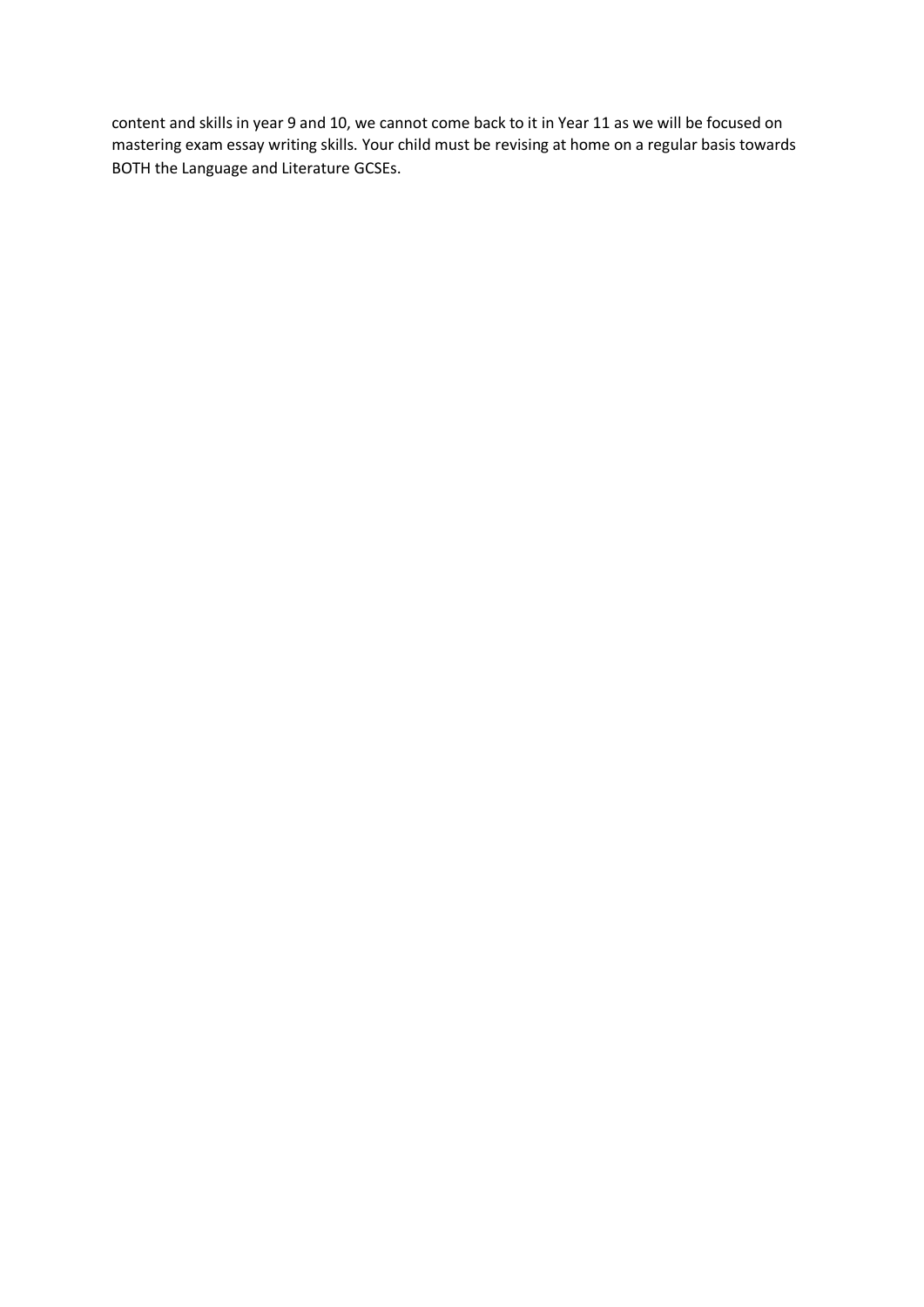content and skills in year 9 and 10, we cannot come back to it in Year 11 as we will be focused on mastering exam essay writing skills. Your child must be revising at home on a regular basis towards BOTH the Language and Literature GCSEs.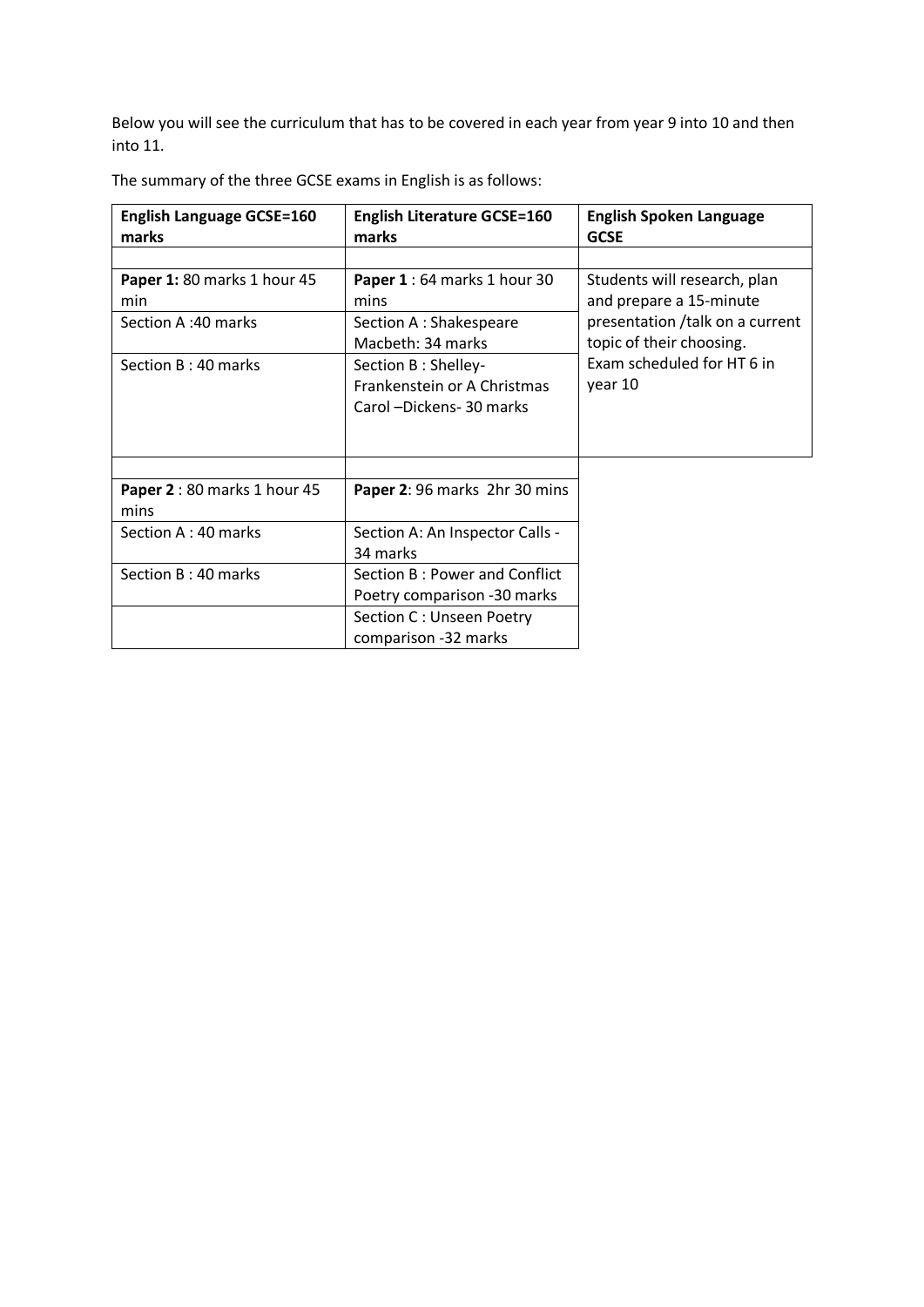Below you will see the curriculum that has to be covered in each year from year 9 into 10 and then into 11.

The summary of the three GCSE exams in English is as follows:

| **English Language GCSE=160 marks** | **English Literature GCSE=160 marks** | **English Spoken Language GCSE** |
|---|---|---|
| | | |
| **Paper 1:** 80 marks 1 hour 45 min | **Paper 1** : 64 marks 1 hour 30 mins | Students will research, plan and prepare a 15-minute presentation /talk on a current topic of their choosing. Exam scheduled for HT 6 in year 10 |
| Section A :40 marks | Section A : Shakespeare Macbeth: 34 marks | |
| Section B : 40 marks | Section B : Shelley- Frankenstein or A Christmas Carol –Dickens- 30 marks | |
| | | |
| **Paper 2** : 80 marks 1 hour 45 mins | **Paper 2**: 96 marks 2hr 30 mins | |
| Section A : 40 marks | Section A: An Inspector Calls - 34 marks | |
| Section B : 40 marks | Section B : Power and Conflict Poetry comparison -30 marks | |
| | Section C : Unseen Poetry comparison -32 marks | |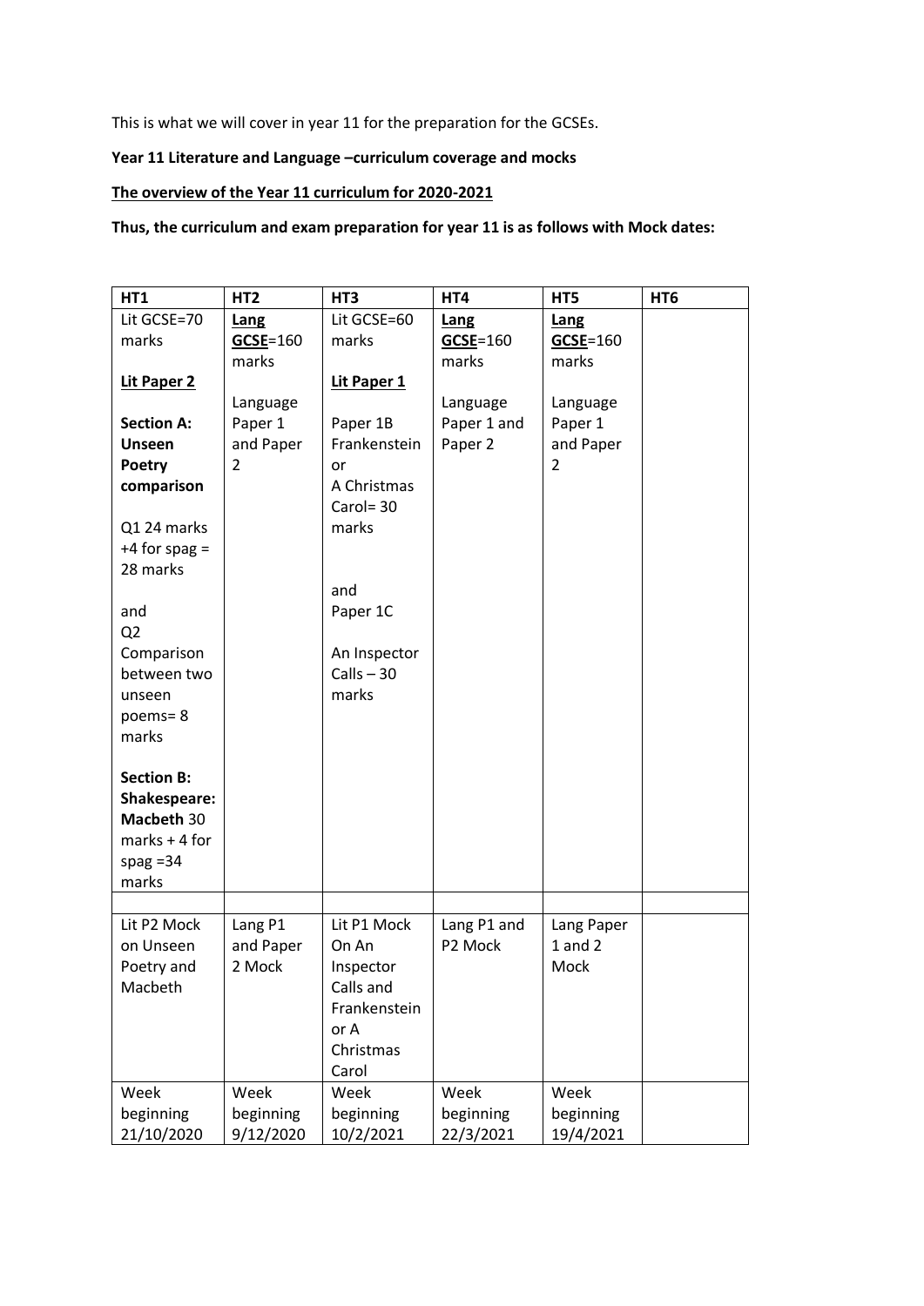This is what we will cover in year 11 for the preparation for the GCSEs.

**Year 11 Literature and Language –curriculum coverage and mocks**

**The overview of the Year 11 curriculum for 2020-2021**

**Thus, the curriculum and exam preparation for year 11 is as follows with Mock dates:**

| HT1 | HT2 | HT3 | HT4 | HT5 | HT6 |
|---|---|---|---|---|---|
| Lit GCSE=70 marks<br><br>**Lit Paper 2**<br><br>**Section A: Unseen Poetry comparison**<br><br>Q1 24 marks +4 for spag = 28 marks<br><br>and<br>Q2 Comparison between two unseen poems= 8 marks<br><br>**Section B: Shakespeare: Macbeth** 30 marks + 4 for spag =34 marks | **Lang GCSE**=160 marks<br><br>Language Paper 1 and Paper 2 | Lit GCSE=60 marks<br><br>**Lit Paper 1**<br><br>Paper 1B Frankenstein or A Christmas Carol= 30 marks<br><br>and<br>Paper 1C<br><br>An Inspector Calls – 30 marks | **Lang GCSE**=160 marks<br><br>Language Paper 1 and Paper 2 | **Lang GCSE**=160 marks<br><br>Language Paper 1 and Paper 2 | |
| | | | | | |
| Lit P2 Mock on Unseen Poetry and Macbeth | Lang P1 and Paper 2 Mock | Lit P1 Mock On An Inspector Calls and Frankenstein or A Christmas Carol | Lang P1 and P2 Mock | Lang Paper 1 and 2 Mock | |
| Week beginning 21/10/2020 | Week beginning 9/12/2020 | Week beginning 10/2/2021 | Week beginning 22/3/2021 | Week beginning 19/4/2021 | |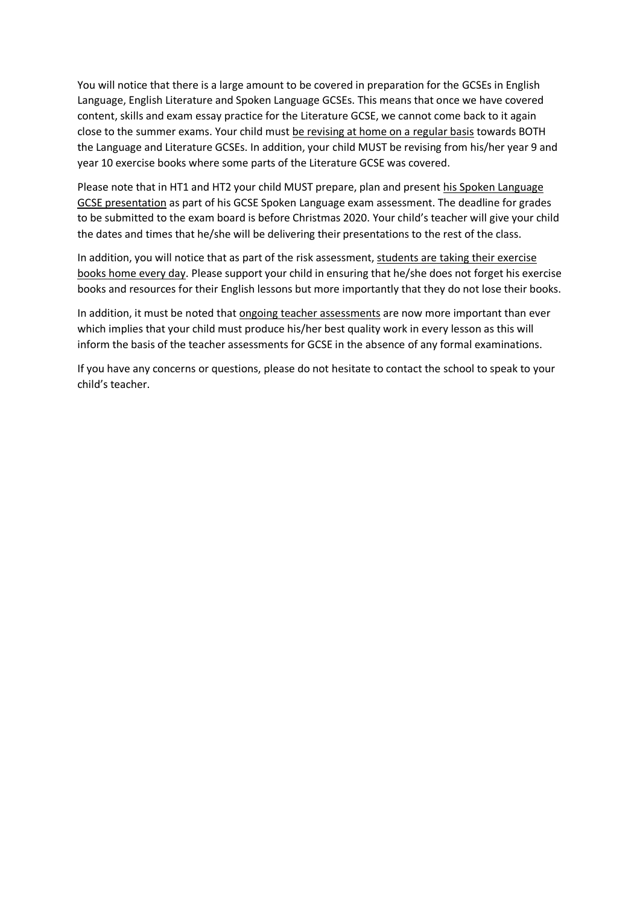You will notice that there is a large amount to be covered in preparation for the GCSEs in English Language, English Literature and Spoken Language GCSEs. This means that once we have covered content, skills and exam essay practice for the Literature GCSE, we cannot come back to it again close to the summer exams. Your child must <u>be revising at home on a regular basis</u> towards BOTH the Language and Literature GCSEs. In addition, your child MUST be revising from his/her year 9 and year 10 exercise books where some parts of the Literature GCSE was covered.

Please note that in HT1 and HT2 your child MUST prepare, plan and present <u>his Spoken Language GCSE presentation</u> as part of his GCSE Spoken Language exam assessment. The deadline for grades to be submitted to the exam board is before Christmas 2020. Your child's teacher will give your child the dates and times that he/she will be delivering their presentations to the rest of the class.

In addition, you will notice that as part of the risk assessment, <u>students are taking their exercise books home every day</u>. Please support your child in ensuring that he/she does not forget his exercise books and resources for their English lessons but more importantly that they do not lose their books.

In addition, it must be noted that <u>ongoing teacher assessments</u> are now more important than ever which implies that your child must produce his/her best quality work in every lesson as this will inform the basis of the teacher assessments for GCSE in the absence of any formal examinations.

If you have any concerns or questions, please do not hesitate to contact the school to speak to your child's teacher.